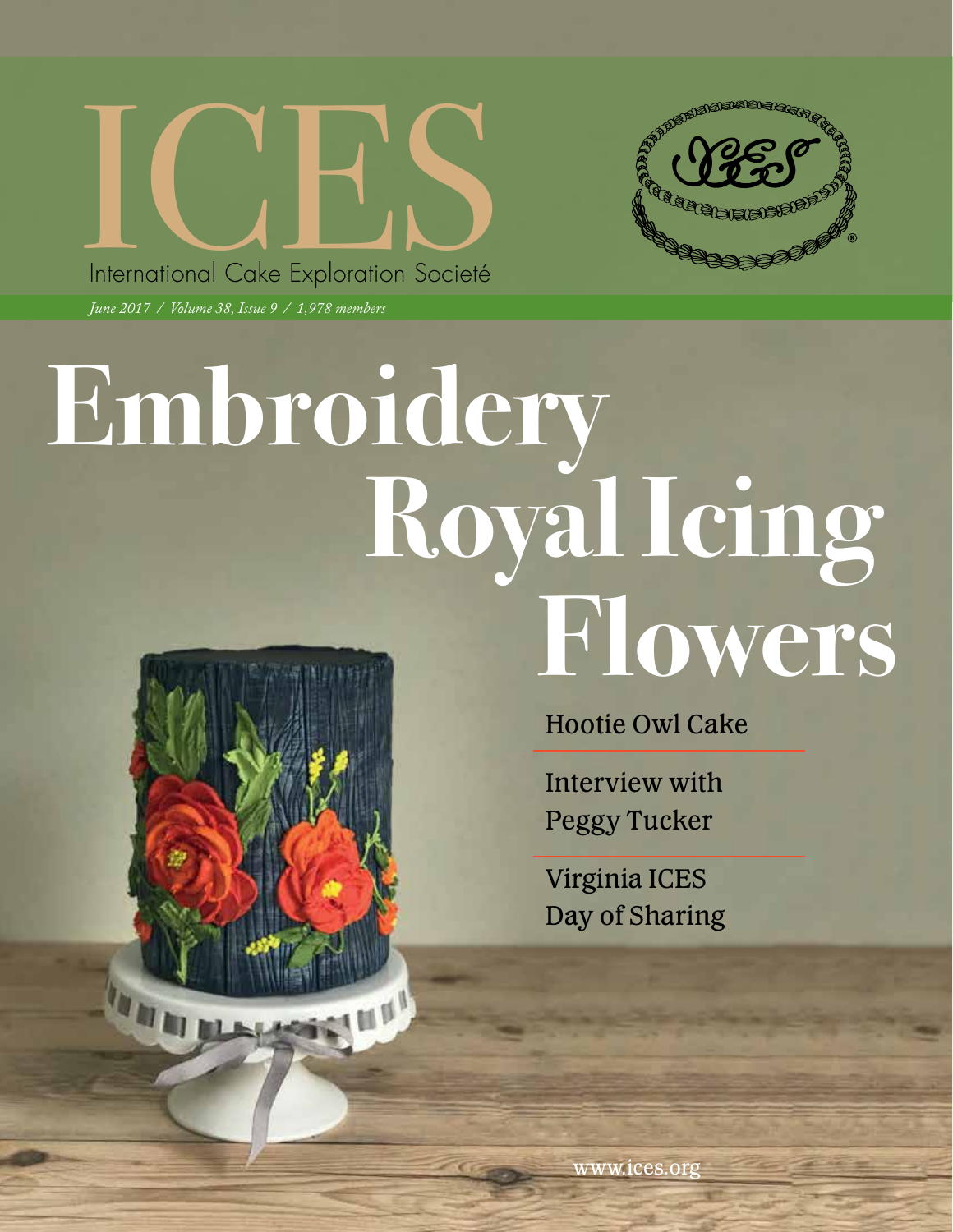# ICES

International Cake Exploration Societé

*June 2017 / Volume 38, Issue 9 / 1,978 members*

# Embroidery Royal Icing Flowers

Hootie Owl Cake

Interview with Peggy Tucker

Virginia ICES Day of Sharing

www.ices.org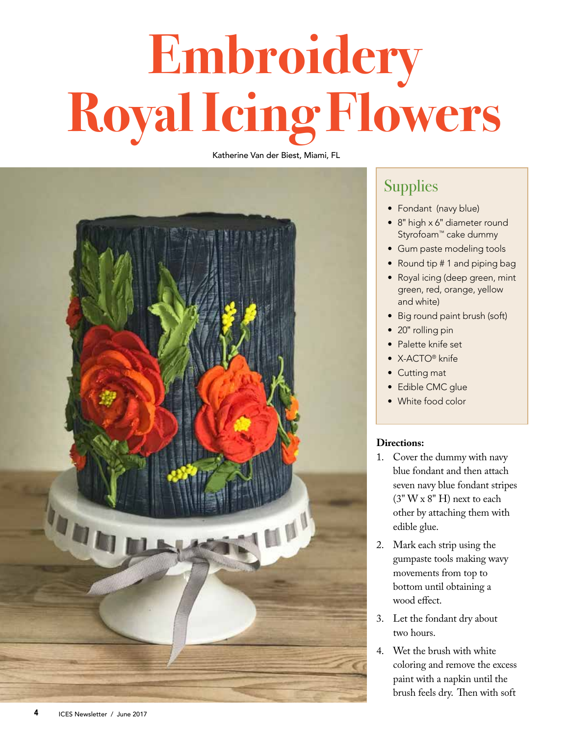# Embroidery Royal Icing Flowers

Katherine Van der Biest, Miami, FL

## Supplies

- Fondant (navy blue)
- 8" high x 6" diameter round Styrofoam™ cake dummy
- Gum paste modeling tools
- Round tip # 1 and piping bag
- Royal icing (deep green, mint green, red, orange, yellow and white)
- Big round paint brush (soft)
- 20" rolling pin
- Palette knife set
- X-ACTO® knife
- Cutting mat
- Edible CMC glue
- White food color

**Directions:**

1. Cover the dummy with navy blue fondant and then attach seven navy blue fondant stripes (3" W x 8" H) next to each other by attaching them with edible glue.
2. Mark each strip using the gumpaste tools making wavy movements from top to bottom until obtaining a wood effect.
3. Let the fondant dry about two hours.
4. Wet the brush with white coloring and remove the excess paint with a napkin until the brush feels dry. Then with soft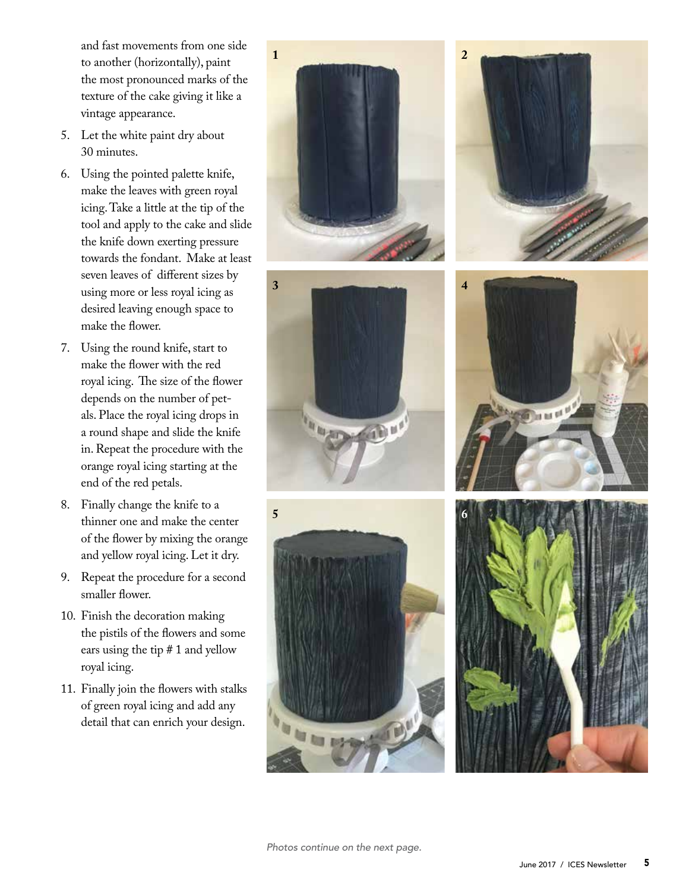and fast movements from one side to another (horizontally), paint the most pronounced marks of the texture of the cake giving it like a vintage appearance.

5. Let the white paint dry about 30 minutes.
6. Using the pointed palette knife, make the leaves with green royal icing. Take a little at the tip of the tool and apply to the cake and slide the knife down exerting pressure towards the fondant. Make at least seven leaves of different sizes by using more or less royal icing as desired leaving enough space to make the flower.
7. Using the round knife, start to make the flower with the red royal icing. The size of the flower depends on the number of petals. Place the royal icing drops in a round shape and slide the knife in. Repeat the procedure with the orange royal icing starting at the end of the red petals.
8. Finally change the knife to a thinner one and make the center of the flower by mixing the orange and yellow royal icing. Let it dry.
9. Repeat the procedure for a second smaller flower.
10. Finish the decoration making the pistils of the flowers and some ears using the tip # 1 and yellow royal icing.
11. Finally join the flowers with stalks of green royal icing and add any detail that can enrich your design.

1

2

3

4

5

6

*Photos continue on the next page.*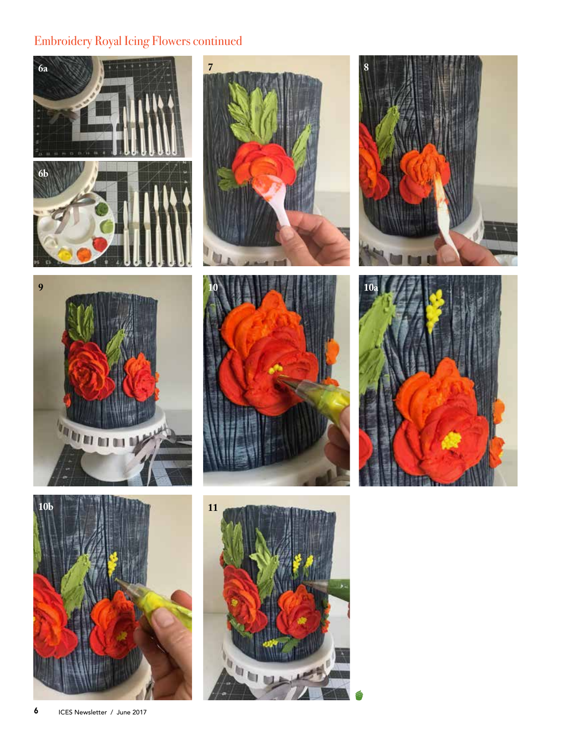## Embroidery Royal Icing Flowers continued

6a

6b

7

8

9

10

10a

10b

11